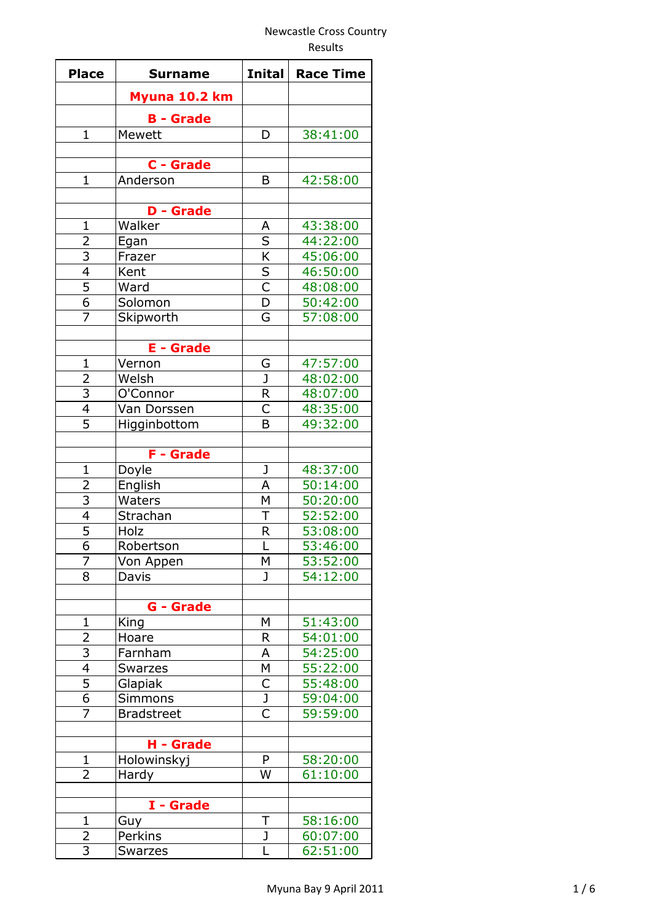Newcastle Cross Country

Results

| Place | Surname | Inital | Race Time |
|---|---|---|---|
| | **Myuna 10.2 km** | | |
| | **B - Grade** | | |
| 1 | Mewett | D | 38:41:00 |
| | | | |
| | **C - Grade** | | |
| 1 | Anderson | B | 42:58:00 |
| | | | |
| | **D - Grade** | | |
| 1 | Walker | A | 43:38:00 |
| 2 | Egan | S | 44:22:00 |
| 3 | Frazer | K | 45:06:00 |
| 4 | Kent | S | 46:50:00 |
| 5 | Ward | C | 48:08:00 |
| 6 | Solomon | D | 50:42:00 |
| 7 | Skipworth | G | 57:08:00 |
| | | | |
| | **E - Grade** | | |
| 1 | Vernon | G | 47:57:00 |
| 2 | Welsh | J | 48:02:00 |
| 3 | O'Connor | R | 48:07:00 |
| 4 | Van Dorssen | C | 48:35:00 |
| 5 | Higginbottom | B | 49:32:00 |
| | | | |
| | **F - Grade** | | |
| 1 | Doyle | J | 48:37:00 |
| 2 | English | A | 50:14:00 |
| 3 | Waters | M | 50:20:00 |
| 4 | Strachan | T | 52:52:00 |
| 5 | Holz | R | 53:08:00 |
| 6 | Robertson | L | 53:46:00 |
| 7 | Von Appen | M | 53:52:00 |
| 8 | Davis | J | 54:12:00 |
| | | | |
| | **G - Grade** | | |
| 1 | King | M | 51:43:00 |
| 2 | Hoare | R | 54:01:00 |
| 3 | Farnham | A | 54:25:00 |
| 4 | Swarzes | M | 55:22:00 |
| 5 | Glapiak | C | 55:48:00 |
| 6 | Simmons | J | 59:04:00 |
| 7 | Bradstreet | C | 59:59:00 |
| | | | |
| | **H - Grade** | | |
| 1 | Holowinskyj | P | 58:20:00 |
| 2 | Hardy | W | 61:10:00 |
| | | | |
| | **I - Grade** | | |
| 1 | Guy | T | 58:16:00 |
| 2 | Perkins | J | 60:07:00 |
| 3 | Swarzes | L | 62:51:00 |

Myuna Bay 9 April 2011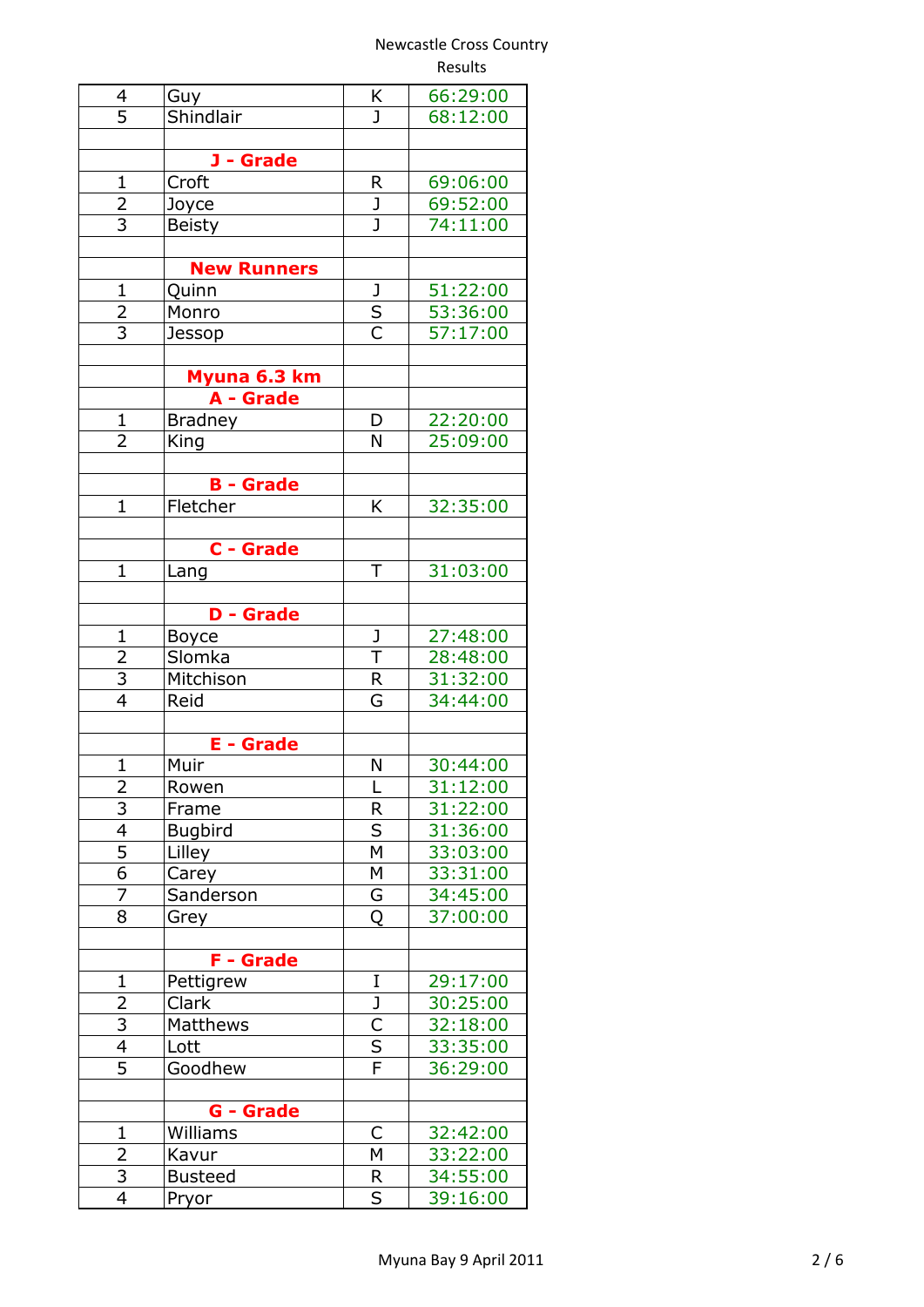Newcastle Cross Country

Results

| | | | |
|---|---|---|---|
| 4 | Guy | K | 66:29:00 |
| 5 | Shindlair | J | 68:12:00 |
| | | | |
| | **J - Grade** | | |
| 1 | Croft | R | 69:06:00 |
| 2 | Joyce | J | 69:52:00 |
| 3 | Beisty | J | 74:11:00 |
| | | | |
| | **New Runners** | | |
| 1 | Quinn | J | 51:22:00 |
| 2 | Monro | S | 53:36:00 |
| 3 | Jessop | C | 57:17:00 |
| | | | |
| | **Myuna 6.3 km** | | |
| | **A - Grade** | | |
| 1 | Bradney | D | 22:20:00 |
| 2 | King | N | 25:09:00 |
| | | | |
| | **B - Grade** | | |
| 1 | Fletcher | K | 32:35:00 |
| | | | |
| | **C - Grade** | | |
| 1 | Lang | T | 31:03:00 |
| | | | |
| | **D - Grade** | | |
| 1 | Boyce | J | 27:48:00 |
| 2 | Slomka | T | 28:48:00 |
| 3 | Mitchison | R | 31:32:00 |
| 4 | Reid | G | 34:44:00 |
| | | | |
| | **E - Grade** | | |
| 1 | Muir | N | 30:44:00 |
| 2 | Rowen | L | 31:12:00 |
| 3 | Frame | R | 31:22:00 |
| 4 | Bugbird | S | 31:36:00 |
| 5 | Lilley | M | 33:03:00 |
| 6 | Carey | M | 33:31:00 |
| 7 | Sanderson | G | 34:45:00 |
| 8 | Grey | Q | 37:00:00 |
| | | | |
| | **F - Grade** | | |
| 1 | Pettigrew | I | 29:17:00 |
| 2 | Clark | J | 30:25:00 |
| 3 | Matthews | C | 32:18:00 |
| 4 | Lott | S | 33:35:00 |
| 5 | Goodhew | F | 36:29:00 |
| | | | |
| | **G - Grade** | | |
| 1 | Williams | C | 32:42:00 |
| 2 | Kavur | M | 33:22:00 |
| 3 | Busteed | R | 34:55:00 |
| 4 | Pryor | S | 39:16:00 |

Myuna Bay 9 April 2011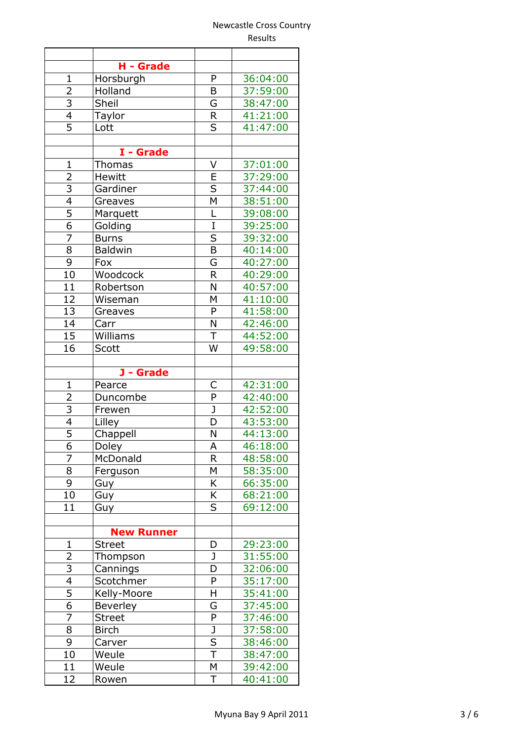Newcastle Cross Country
Results

| | | | |
|---|---|---|---|
| | **H - Grade** | | |
| 1 | Horsburgh | P | 36:04:00 |
| 2 | Holland | B | 37:59:00 |
| 3 | Sheil | G | 38:47:00 |
| 4 | Taylor | R | 41:21:00 |
| 5 | Lott | S | 41:47:00 |
| | | | |
| | **I - Grade** | | |
| 1 | Thomas | V | 37:01:00 |
| 2 | Hewitt | E | 37:29:00 |
| 3 | Gardiner | S | 37:44:00 |
| 4 | Greaves | M | 38:51:00 |
| 5 | Marquett | L | 39:08:00 |
| 6 | Golding | I | 39:25:00 |
| 7 | Burns | S | 39:32:00 |
| 8 | Baldwin | B | 40:14:00 |
| 9 | Fox | G | 40:27:00 |
| 10 | Woodcock | R | 40:29:00 |
| 11 | Robertson | N | 40:57:00 |
| 12 | Wiseman | M | 41:10:00 |
| 13 | Greaves | P | 41:58:00 |
| 14 | Carr | N | 42:46:00 |
| 15 | Williams | T | 44:52:00 |
| 16 | Scott | W | 49:58:00 |
| | | | |
| | **J - Grade** | | |
| 1 | Pearce | C | 42:31:00 |
| 2 | Duncombe | P | 42:40:00 |
| 3 | Frewen | J | 42:52:00 |
| 4 | Lilley | D | 43:53:00 |
| 5 | Chappell | N | 44:13:00 |
| 6 | Doley | A | 46:18:00 |
| 7 | McDonald | R | 48:58:00 |
| 8 | Ferguson | M | 58:35:00 |
| 9 | Guy | K | 66:35:00 |
| 10 | Guy | K | 68:21:00 |
| 11 | Guy | S | 69:12:00 |
| | | | |
| | **New Runner** | | |
| 1 | Street | D | 29:23:00 |
| 2 | Thompson | J | 31:55:00 |
| 3 | Cannings | D | 32:06:00 |
| 4 | Scotchmer | P | 35:17:00 |
| 5 | Kelly-Moore | H | 35:41:00 |
| 6 | Beverley | G | 37:45:00 |
| 7 | Street | P | 37:46:00 |
| 8 | Birch | J | 37:58:00 |
| 9 | Carver | S | 38:46:00 |
| 10 | Weule | T | 38:47:00 |
| 11 | Weule | M | 39:42:00 |
| 12 | Rowen | T | 40:41:00 |

Myuna Bay 9 April 2011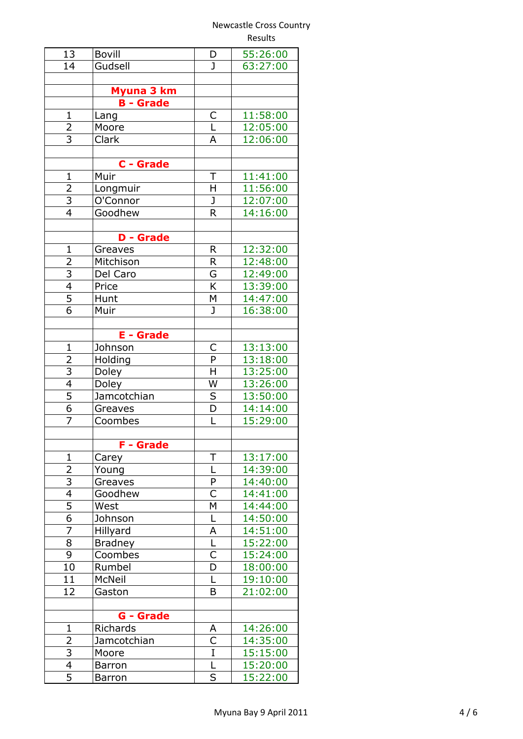Newcastle Cross Country
Results

| | | | |
|---|---|---|---|
| 13 | Bovill | D | 55:26:00 |
| 14 | Gudsell | J | 63:27:00 |
| | | | |
| | **Myuna 3 km** | | |
| | **B - Grade** | | |
| 1 | Lang | C | 11:58:00 |
| 2 | Moore | L | 12:05:00 |
| 3 | Clark | A | 12:06:00 |
| | | | |
| | **C - Grade** | | |
| 1 | Muir | T | 11:41:00 |
| 2 | Longmuir | H | 11:56:00 |
| 3 | O'Connor | J | 12:07:00 |
| 4 | Goodhew | R | 14:16:00 |
| | | | |
| | **D - Grade** | | |
| 1 | Greaves | R | 12:32:00 |
| 2 | Mitchison | R | 12:48:00 |
| 3 | Del Caro | G | 12:49:00 |
| 4 | Price | K | 13:39:00 |
| 5 | Hunt | M | 14:47:00 |
| 6 | Muir | J | 16:38:00 |
| | | | |
| | **E - Grade** | | |
| 1 | Johnson | C | 13:13:00 |
| 2 | Holding | P | 13:18:00 |
| 3 | Doley | H | 13:25:00 |
| 4 | Doley | W | 13:26:00 |
| 5 | Jamcotchian | S | 13:50:00 |
| 6 | Greaves | D | 14:14:00 |
| 7 | Coombes | L | 15:29:00 |
| | | | |
| | **F - Grade** | | |
| 1 | Carey | T | 13:17:00 |
| 2 | Young | L | 14:39:00 |
| 3 | Greaves | P | 14:40:00 |
| 4 | Goodhew | C | 14:41:00 |
| 5 | West | M | 14:44:00 |
| 6 | Johnson | L | 14:50:00 |
| 7 | Hillyard | A | 14:51:00 |
| 8 | Bradney | L | 15:22:00 |
| 9 | Coombes | C | 15:24:00 |
| 10 | Rumbel | D | 18:00:00 |
| 11 | McNeil | L | 19:10:00 |
| 12 | Gaston | B | 21:02:00 |
| | | | |
| | **G - Grade** | | |
| 1 | Richards | A | 14:26:00 |
| 2 | Jamcotchian | C | 14:35:00 |
| 3 | Moore | I | 15:15:00 |
| 4 | Barron | L | 15:20:00 |
| 5 | Barron | S | 15:22:00 |

Myuna Bay 9 April 2011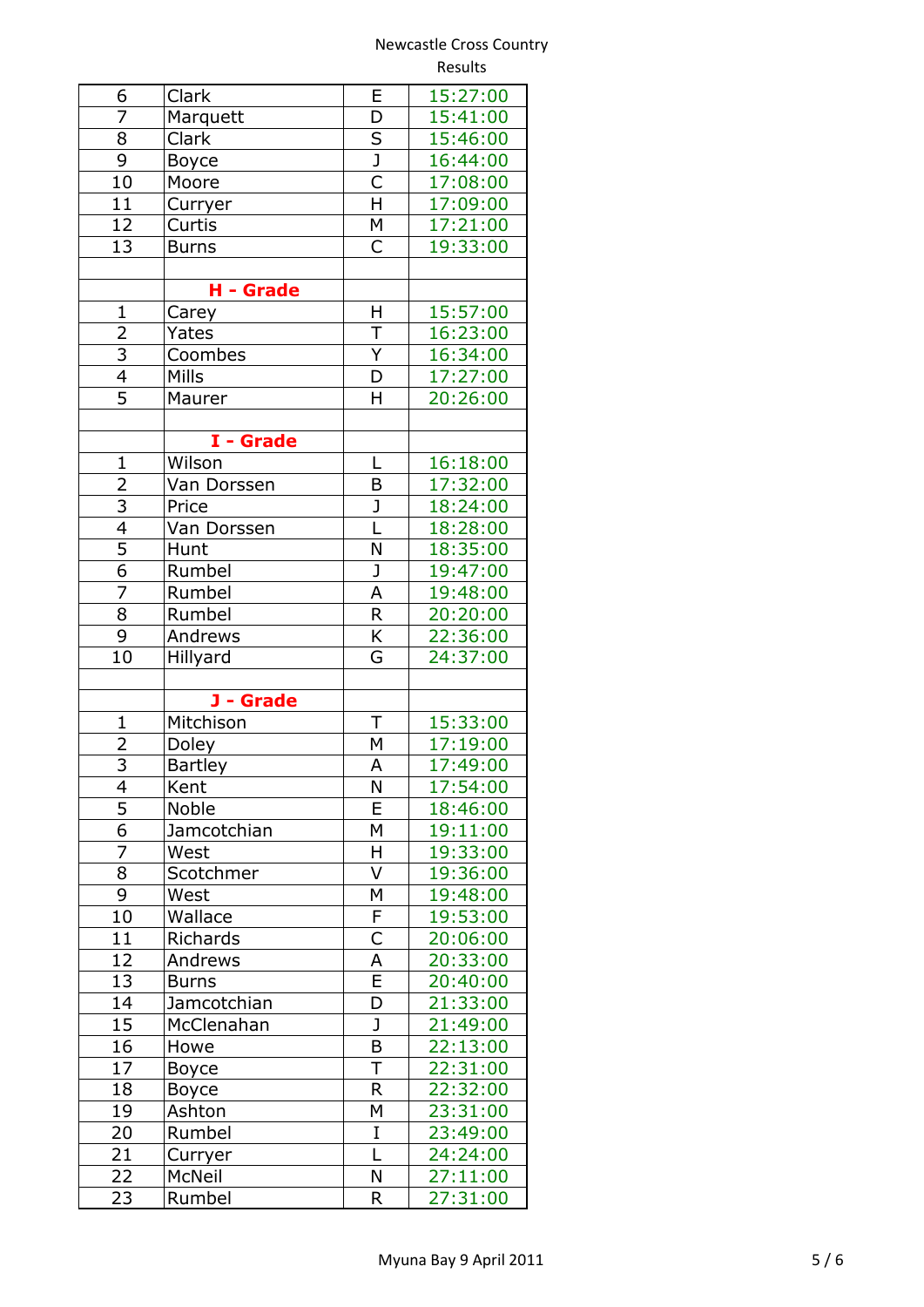Newcastle Cross Country

Results

| | | | |
|---|---|---|---|
| 6 | Clark | E | 15:27:00 |
| 7 | Marquett | D | 15:41:00 |
| 8 | Clark | S | 15:46:00 |
| 9 | Boyce | J | 16:44:00 |
| 10 | Moore | C | 17:08:00 |
| 11 | Curryer | H | 17:09:00 |
| 12 | Curtis | M | 17:21:00 |
| 13 | Burns | C | 19:33:00 |
| | | | |
| | **H - Grade** | | |
| 1 | Carey | H | 15:57:00 |
| 2 | Yates | T | 16:23:00 |
| 3 | Coombes | Y | 16:34:00 |
| 4 | Mills | D | 17:27:00 |
| 5 | Maurer | H | 20:26:00 |
| | | | |
| | **I - Grade** | | |
| 1 | Wilson | L | 16:18:00 |
| 2 | Van Dorssen | B | 17:32:00 |
| 3 | Price | J | 18:24:00 |
| 4 | Van Dorssen | L | 18:28:00 |
| 5 | Hunt | N | 18:35:00 |
| 6 | Rumbel | J | 19:47:00 |
| 7 | Rumbel | A | 19:48:00 |
| 8 | Rumbel | R | 20:20:00 |
| 9 | Andrews | K | 22:36:00 |
| 10 | Hillyard | G | 24:37:00 |
| | | | |
| | **J - Grade** | | |
| 1 | Mitchison | T | 15:33:00 |
| 2 | Doley | M | 17:19:00 |
| 3 | Bartley | A | 17:49:00 |
| 4 | Kent | N | 17:54:00 |
| 5 | Noble | E | 18:46:00 |
| 6 | Jamcotchian | M | 19:11:00 |
| 7 | West | H | 19:33:00 |
| 8 | Scotchmer | V | 19:36:00 |
| 9 | West | M | 19:48:00 |
| 10 | Wallace | F | 19:53:00 |
| 11 | Richards | C | 20:06:00 |
| 12 | Andrews | A | 20:33:00 |
| 13 | Burns | E | 20:40:00 |
| 14 | Jamcotchian | D | 21:33:00 |
| 15 | McClenahan | J | 21:49:00 |
| 16 | Howe | B | 22:13:00 |
| 17 | Boyce | T | 22:31:00 |
| 18 | Boyce | R | 22:32:00 |
| 19 | Ashton | M | 23:31:00 |
| 20 | Rumbel | I | 23:49:00 |
| 21 | Curryer | L | 24:24:00 |
| 22 | McNeil | N | 27:11:00 |
| 23 | Rumbel | R | 27:31:00 |

Myuna Bay 9 April 2011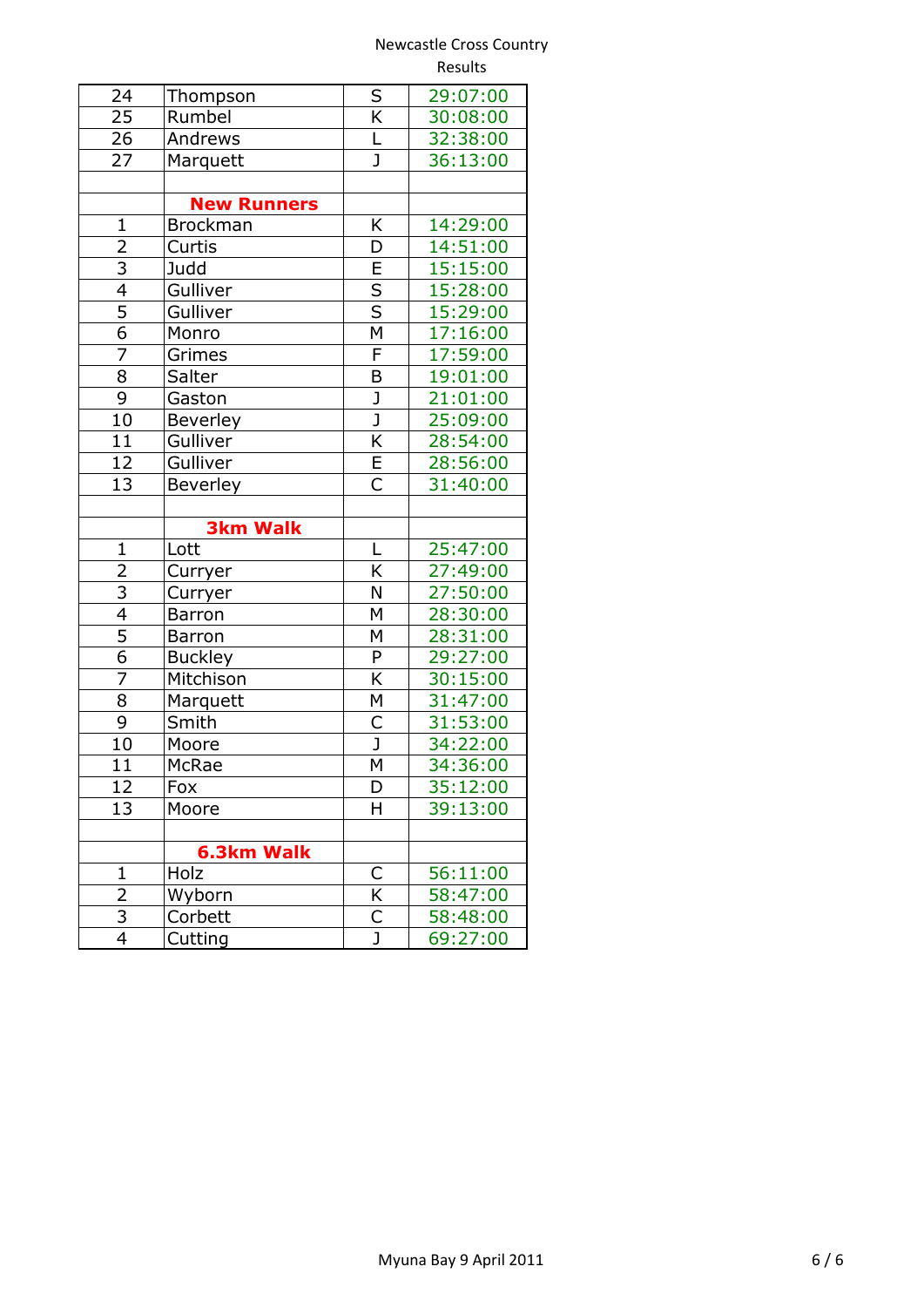Newcastle Cross Country
Results

| | | | |
|---|---|---|---|
| 24 | Thompson | S | 29:07:00 |
| 25 | Rumbel | K | 30:08:00 |
| 26 | Andrews | L | 32:38:00 |
| 27 | Marquett | J | 36:13:00 |
| | | | |
| | **New Runners** | | |
| 1 | Brockman | K | 14:29:00 |
| 2 | Curtis | D | 14:51:00 |
| 3 | Judd | E | 15:15:00 |
| 4 | Gulliver | S | 15:28:00 |
| 5 | Gulliver | S | 15:29:00 |
| 6 | Monro | M | 17:16:00 |
| 7 | Grimes | F | 17:59:00 |
| 8 | Salter | B | 19:01:00 |
| 9 | Gaston | J | 21:01:00 |
| 10 | Beverley | J | 25:09:00 |
| 11 | Gulliver | K | 28:54:00 |
| 12 | Gulliver | E | 28:56:00 |
| 13 | Beverley | C | 31:40:00 |
| | | | |
| | **3km Walk** | | |
| 1 | Lott | L | 25:47:00 |
| 2 | Curryer | K | 27:49:00 |
| 3 | Curryer | N | 27:50:00 |
| 4 | Barron | M | 28:30:00 |
| 5 | Barron | M | 28:31:00 |
| 6 | Buckley | P | 29:27:00 |
| 7 | Mitchison | K | 30:15:00 |
| 8 | Marquett | M | 31:47:00 |
| 9 | Smith | C | 31:53:00 |
| 10 | Moore | J | 34:22:00 |
| 11 | McRae | M | 34:36:00 |
| 12 | Fox | D | 35:12:00 |
| 13 | Moore | H | 39:13:00 |
| | | | |
| | **6.3km Walk** | | |
| 1 | Holz | C | 56:11:00 |
| 2 | Wyborn | K | 58:47:00 |
| 3 | Corbett | C | 58:48:00 |
| 4 | Cutting | J | 69:27:00 |

Myuna Bay 9 April 2011